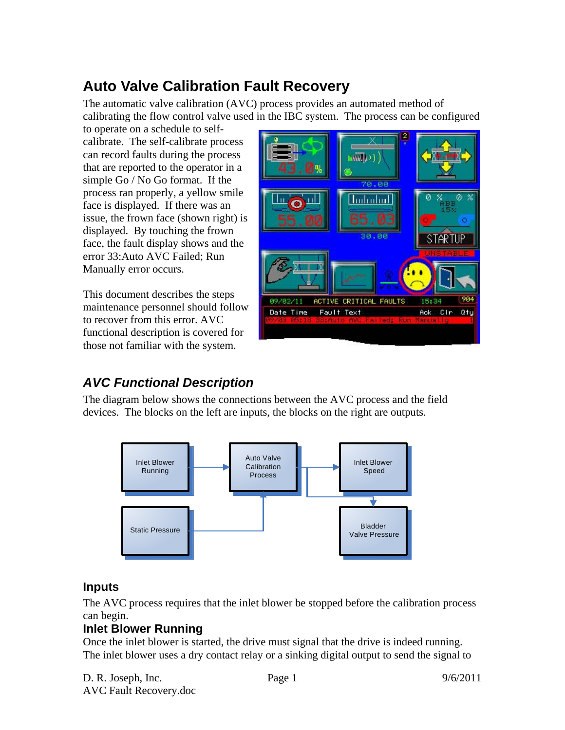# Auto Valve Calibration Fault Recovery

The automatic valve calibration (AVC) process provides an automated method of calibrating the flow control valve used in the IBC system. The process can be configured to operate on a schedule to self-calibrate. The self-calibrate process can record faults during the process that are reported to the operator in a simple Go / No Go format. If the process ran properly, a yellow smile face is displayed. If there was an issue, the frown face (shown right) is displayed. By touching the frown face, the fault display shows and the error 33:Auto AVC Failed; Run Manually error occurs.

This document describes the steps maintenance personnel should follow to recover from this error. AVC functional description is covered for those not familiar with the system.

## *AVC Functional Description*

The diagram below shows the connections between the AVC process and the field devices. The blocks on the left are inputs, the blocks on the right are outputs.

### Inputs

The AVC process requires that the inlet blower be stopped before the calibration process can begin.

### Inlet Blower Running

Once the inlet blower is started, the drive must signal that the drive is indeed running. The inlet blower uses a dry contact relay or a sinking digital output to send the signal to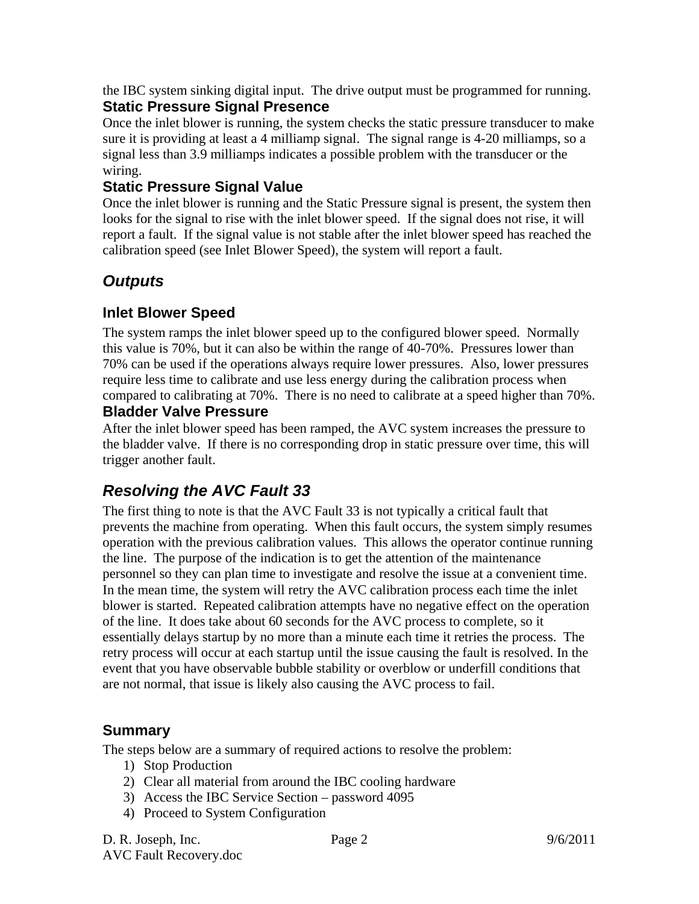the IBC system sinking digital input. The drive output must be programmed for running.

### Static Pressure Signal Presence

Once the inlet blower is running, the system checks the static pressure transducer to make sure it is providing at least a 4 milliamp signal. The signal range is 4-20 milliamps, so a signal less than 3.9 milliamps indicates a possible problem with the transducer or the wiring.

### Static Pressure Signal Value

Once the inlet blower is running and the Static Pressure signal is present, the system then looks for the signal to rise with the inlet blower speed. If the signal does not rise, it will report a fault. If the signal value is not stable after the inlet blower speed has reached the calibration speed (see Inlet Blower Speed), the system will report a fault.

## *Outputs*

### Inlet Blower Speed

The system ramps the inlet blower speed up to the configured blower speed. Normally this value is 70%, but it can also be within the range of 40-70%. Pressures lower than 70% can be used if the operations always require lower pressures. Also, lower pressures require less time to calibrate and use less energy during the calibration process when compared to calibrating at 70%. There is no need to calibrate at a speed higher than 70%.

### Bladder Valve Pressure

After the inlet blower speed has been ramped, the AVC system increases the pressure to the bladder valve. If there is no corresponding drop in static pressure over time, this will trigger another fault.

## *Resolving the AVC Fault 33*

The first thing to note is that the AVC Fault 33 is not typically a critical fault that prevents the machine from operating. When this fault occurs, the system simply resumes operation with the previous calibration values. This allows the operator continue running the line. The purpose of the indication is to get the attention of the maintenance personnel so they can plan time to investigate and resolve the issue at a convenient time. In the mean time, the system will retry the AVC calibration process each time the inlet blower is started. Repeated calibration attempts have no negative effect on the operation of the line. It does take about 60 seconds for the AVC process to complete, so it essentially delays startup by no more than a minute each time it retries the process. The retry process will occur at each startup until the issue causing the fault is resolved. In the event that you have observable bubble stability or overblow or underfill conditions that are not normal, that issue is likely also causing the AVC process to fail.

### Summary

The steps below are a summary of required actions to resolve the problem:

1) Stop Production
2) Clear all material from around the IBC cooling hardware
3) Access the IBC Service Section – password 4095
4) Proceed to System Configuration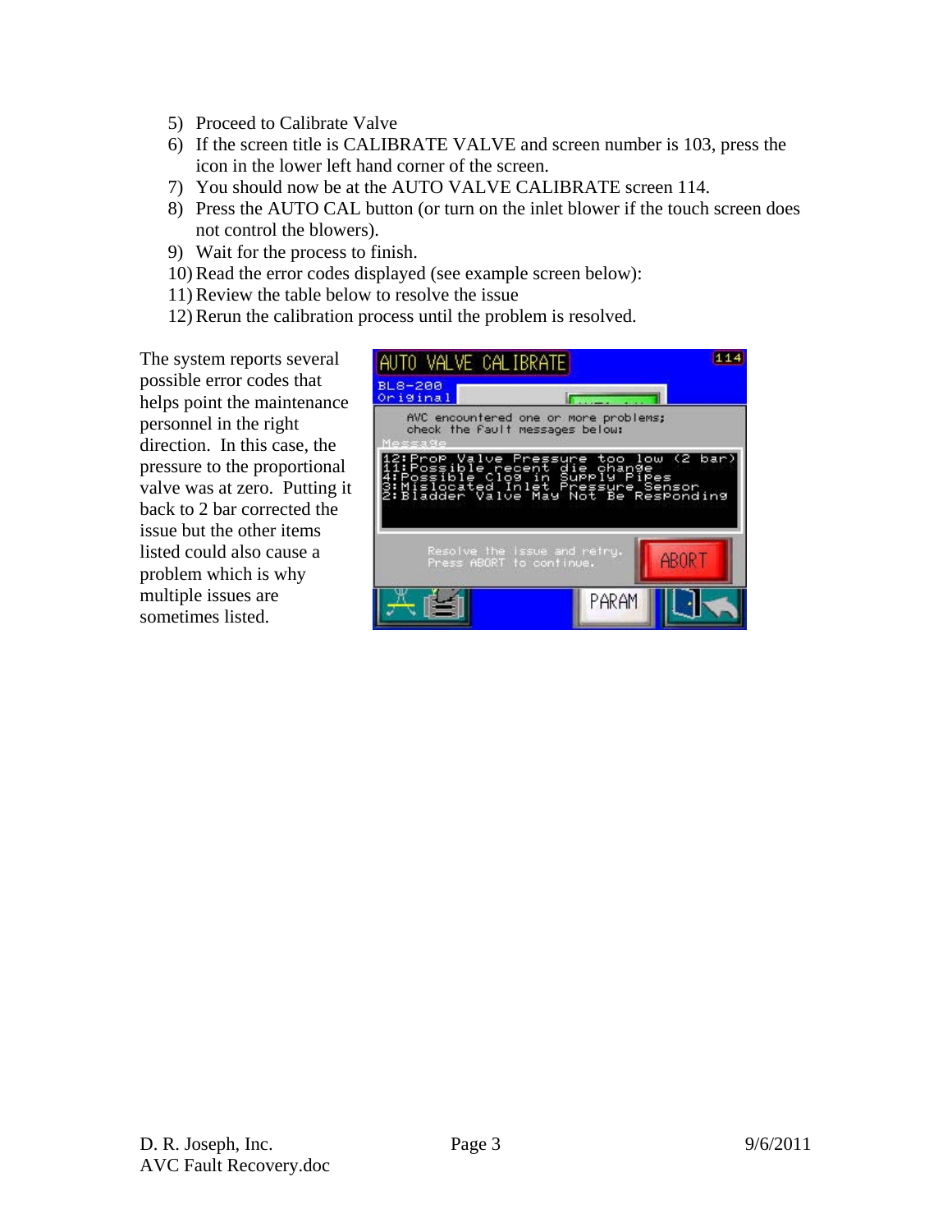5) Proceed to Calibrate Valve
6) If the screen title is CALIBRATE VALVE and screen number is 103, press the icon in the lower left hand corner of the screen.
7) You should now be at the AUTO VALVE CALIBRATE screen 114.
8) Press the AUTO CAL button (or turn on the inlet blower if the touch screen does not control the blowers).
9) Wait for the process to finish.
10) Read the error codes displayed (see example screen below):
11) Review the table below to resolve the issue
12) Rerun the calibration process until the problem is resolved.

The system reports several possible error codes that helps point the maintenance personnel in the right direction. In this case, the pressure to the proportional valve was at zero. Putting it back to 2 bar corrected the issue but the other items listed could also cause a problem which is why multiple issues are sometimes listed.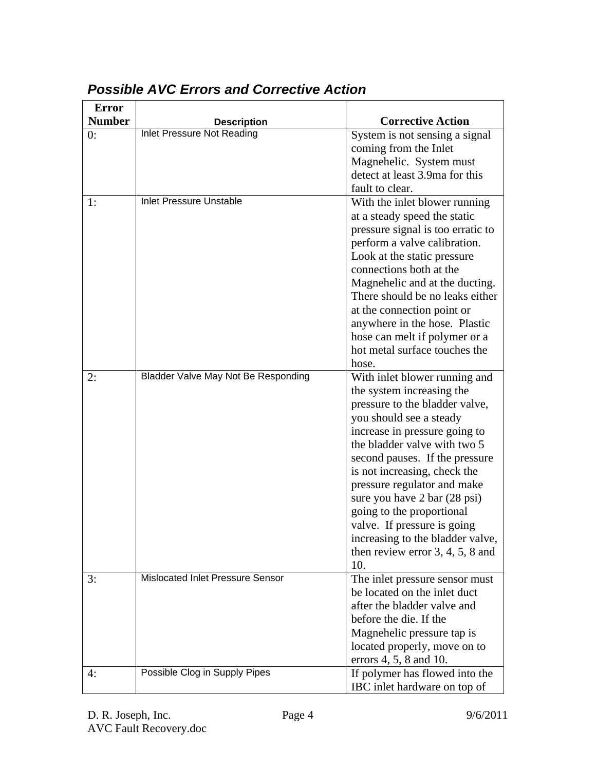## *Possible AVC Errors and Corrective Action*

| Error Number | Description | Corrective Action |
|---|---|---|
| 0: | Inlet Pressure Not Reading | System is not sensing a signal coming from the Inlet Magnehelic. System must detect at least 3.9ma for this fault to clear. |
| 1: | Inlet Pressure Unstable | With the inlet blower running at a steady speed the static pressure signal is too erratic to perform a valve calibration. Look at the static pressure connections both at the Magnehelic and at the ducting. There should be no leaks either at the connection point or anywhere in the hose. Plastic hose can melt if polymer or a hot metal surface touches the hose. |
| 2: | Bladder Valve May Not Be Responding | With inlet blower running and the system increasing the pressure to the bladder valve, you should see a steady increase in pressure going to the bladder valve with two 5 second pauses. If the pressure is not increasing, check the pressure regulator and make sure you have 2 bar (28 psi) going to the proportional valve. If pressure is going increasing to the bladder valve, then review error 3, 4, 5, 8 and 10. |
| 3: | Mislocated Inlet Pressure Sensor | The inlet pressure sensor must be located on the inlet duct after the bladder valve and before the die. If the Magnehelic pressure tap is located properly, move on to errors 4, 5, 8 and 10. |
| 4: | Possible Clog in Supply Pipes | If polymer has flowed into the IBC inlet hardware on top of |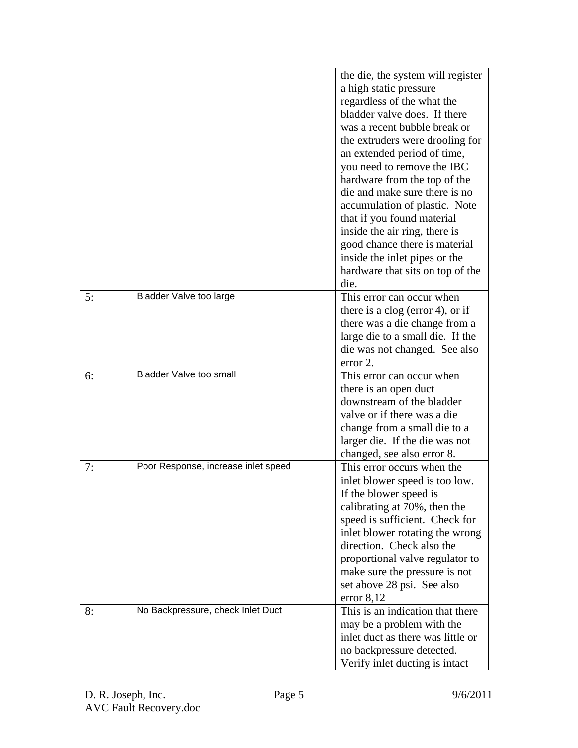| | | |
|---|---|---|
| | | the die, the system will register a high static pressure regardless of the what the bladder valve does. If there was a recent bubble break or the extruders were drooling for an extended period of time, you need to remove the IBC hardware from the top of the die and make sure there is no accumulation of plastic. Note that if you found material inside the air ring, there is good chance there is material inside the inlet pipes or the hardware that sits on top of the die. |
| 5: | Bladder Valve too large | This error can occur when there is a clog (error 4), or if there was a die change from a large die to a small die. If the die was not changed. See also error 2. |
| 6: | Bladder Valve too small | This error can occur when there is an open duct downstream of the bladder valve or if there was a die change from a small die to a larger die. If the die was not changed, see also error 8. |
| 7: | Poor Response, increase inlet speed | This error occurs when the inlet blower speed is too low. If the blower speed is calibrating at 70%, then the speed is sufficient. Check for inlet blower rotating the wrong direction. Check also the proportional valve regulator to make sure the pressure is not set above 28 psi. See also error 8,12 |
| 8: | No Backpressure, check Inlet Duct | This is an indication that there may be a problem with the inlet duct as there was little or no backpressure detected. Verify inlet ducting is intact |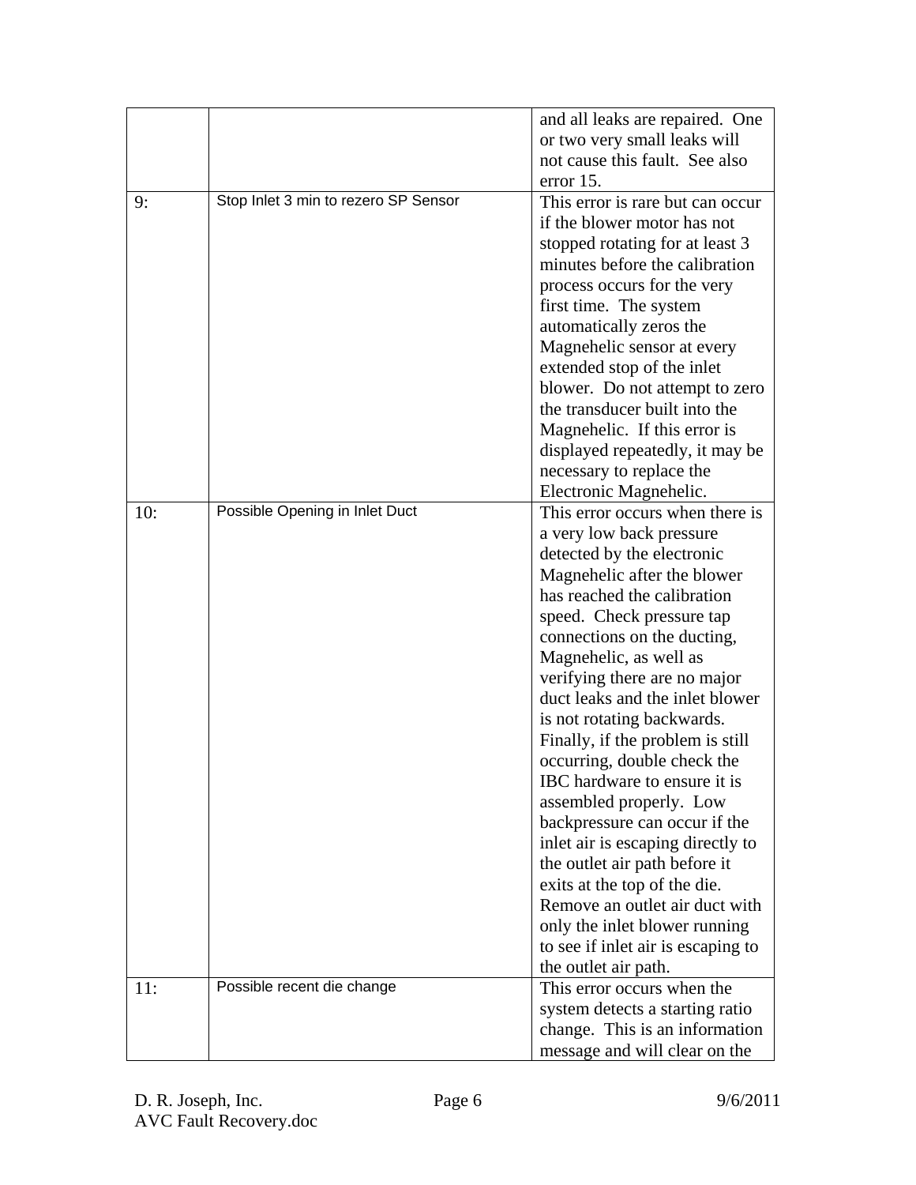| | | |
|---|---|---|
| | | and all leaks are repaired. One or two very small leaks will not cause this fault. See also error 15. |
| 9: | Stop Inlet 3 min to rezero SP Sensor | This error is rare but can occur if the blower motor has not stopped rotating for at least 3 minutes before the calibration process occurs for the very first time. The system automatically zeros the Magnehelic sensor at every extended stop of the inlet blower. Do not attempt to zero the transducer built into the Magnehelic. If this error is displayed repeatedly, it may be necessary to replace the Electronic Magnehelic. |
| 10: | Possible Opening in Inlet Duct | This error occurs when there is a very low back pressure detected by the electronic Magnehelic after the blower has reached the calibration speed. Check pressure tap connections on the ducting, Magnehelic, as well as verifying there are no major duct leaks and the inlet blower is not rotating backwards. Finally, if the problem is still occurring, double check the IBC hardware to ensure it is assembled properly. Low backpressure can occur if the inlet air is escaping directly to the outlet air path before it exits at the top of the die. Remove an outlet air duct with only the inlet blower running to see if inlet air is escaping to the outlet air path. |
| 11: | Possible recent die change | This error occurs when the system detects a starting ratio change. This is an information message and will clear on the |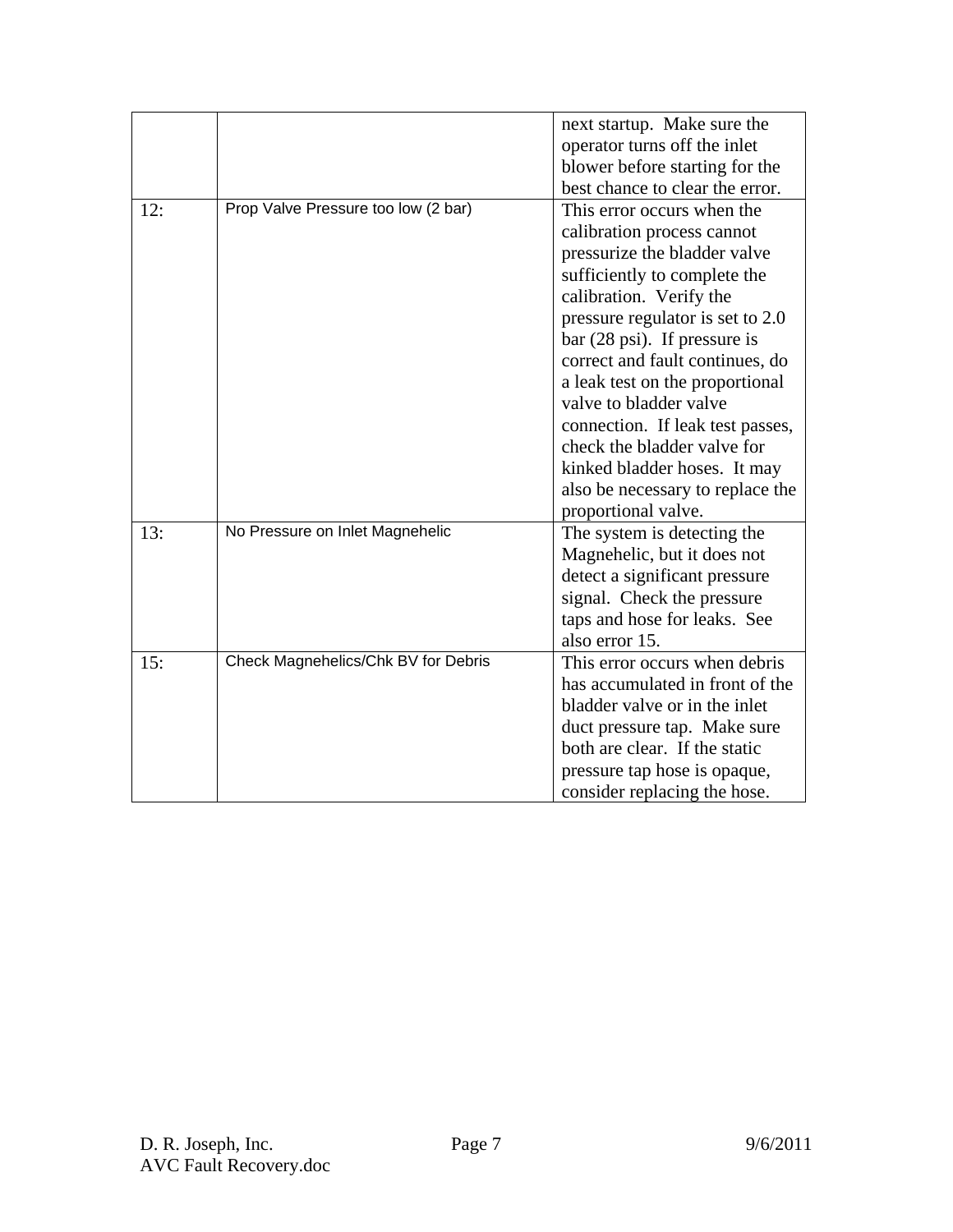| | | |
|---|---|---|
| | | next startup. Make sure the operator turns off the inlet blower before starting for the best chance to clear the error. |
| 12: | Prop Valve Pressure too low (2 bar) | This error occurs when the calibration process cannot pressurize the bladder valve sufficiently to complete the calibration. Verify the pressure regulator is set to 2.0 bar (28 psi). If pressure is correct and fault continues, do a leak test on the proportional valve to bladder valve connection. If leak test passes, check the bladder valve for kinked bladder hoses. It may also be necessary to replace the proportional valve. |
| 13: | No Pressure on Inlet Magnehelic | The system is detecting the Magnehelic, but it does not detect a significant pressure signal. Check the pressure taps and hose for leaks. See also error 15. |
| 15: | Check Magnehelics/Chk BV for Debris | This error occurs when debris has accumulated in front of the bladder valve or in the inlet duct pressure tap. Make sure both are clear. If the static pressure tap hose is opaque, consider replacing the hose. |